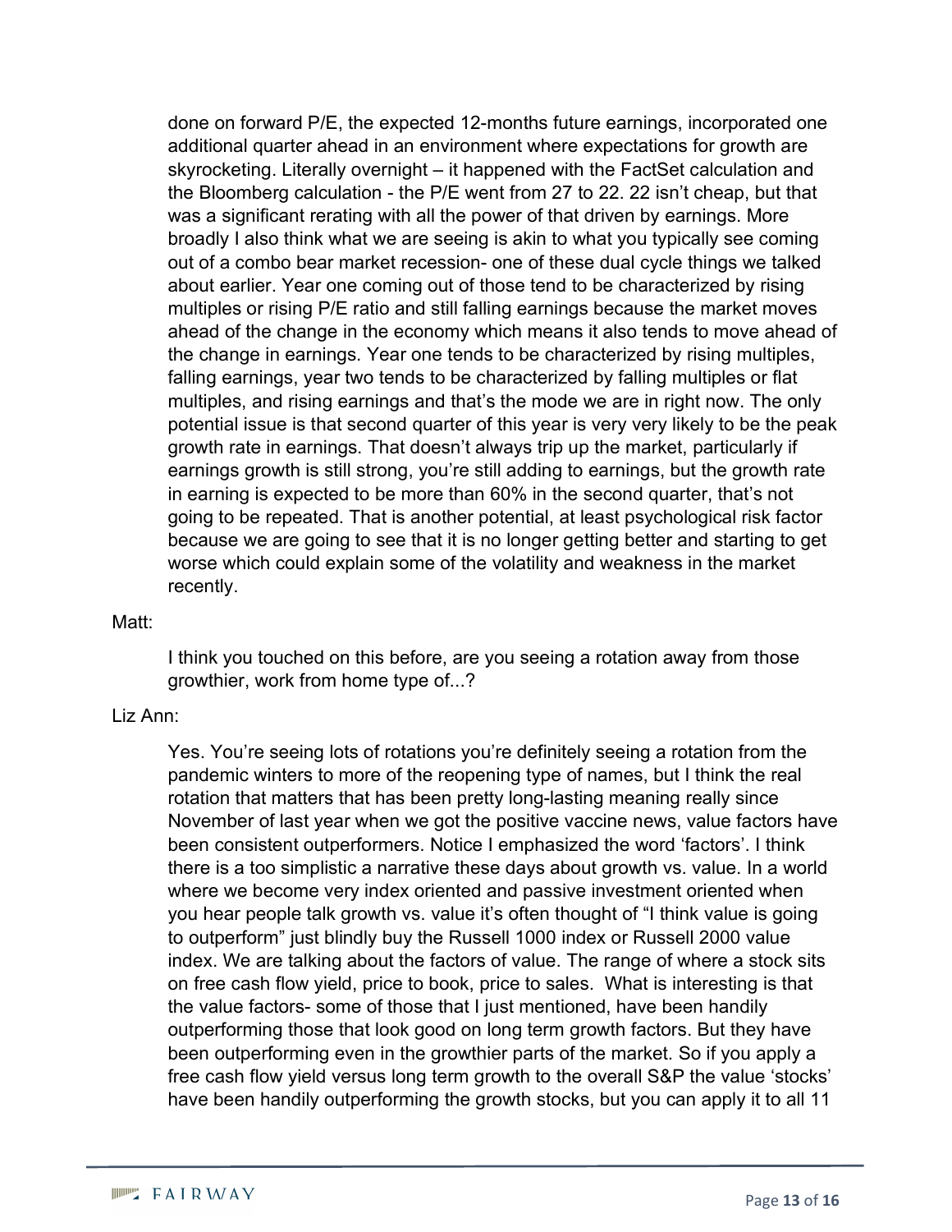done on forward P/E, the expected 12-months future earnings, incorporated one additional quarter ahead in an environment where expectations for growth are skyrocketing. Literally overnight – it happened with the FactSet calculation and the Bloomberg calculation - the P/E went from 27 to 22. 22 isn't cheap, but that was a significant rerating with all the power of that driven by earnings. More broadly I also think what we are seeing is akin to what you typically see coming out of a combo bear market recession- one of these dual cycle things we talked about earlier. Year one coming out of those tend to be characterized by rising multiples or rising P/E ratio and still falling earnings because the market moves ahead of the change in the economy which means it also tends to move ahead of the change in earnings. Year one tends to be characterized by rising multiples, falling earnings, year two tends to be characterized by falling multiples or flat multiples, and rising earnings and that's the mode we are in right now. The only potential issue is that second quarter of this year is very very likely to be the peak growth rate in earnings. That doesn't always trip up the market, particularly if earnings growth is still strong, you're still adding to earnings, but the growth rate in earning is expected to be more than 60% in the second quarter, that's not going to be repeated. That is another potential, at least psychological risk factor because we are going to see that it is no longer getting better and starting to get worse which could explain some of the volatility and weakness in the market recently.

Matt:

I think you touched on this before, are you seeing a rotation away from those growthier, work from home type of...?

Liz Ann:

Yes. You're seeing lots of rotations you're definitely seeing a rotation from the pandemic winters to more of the reopening type of names, but I think the real rotation that matters that has been pretty long-lasting meaning really since November of last year when we got the positive vaccine news, value factors have been consistent outperformers. Notice I emphasized the word 'factors'. I think there is a too simplistic a narrative these days about growth vs. value. In a world where we become very index oriented and passive investment oriented when you hear people talk growth vs. value it's often thought of "I think value is going to outperform" just blindly buy the Russell 1000 index or Russell 2000 value index. We are talking about the factors of value. The range of where a stock sits on free cash flow yield, price to book, price to sales. What is interesting is that the value factors- some of those that I just mentioned, have been handily outperforming those that look good on long term growth factors. But they have been outperforming even in the growthier parts of the market. So if you apply a free cash flow yield versus long term growth to the overall S&P the value 'stocks' have been handily outperforming the growth stocks, but you can apply it to all 11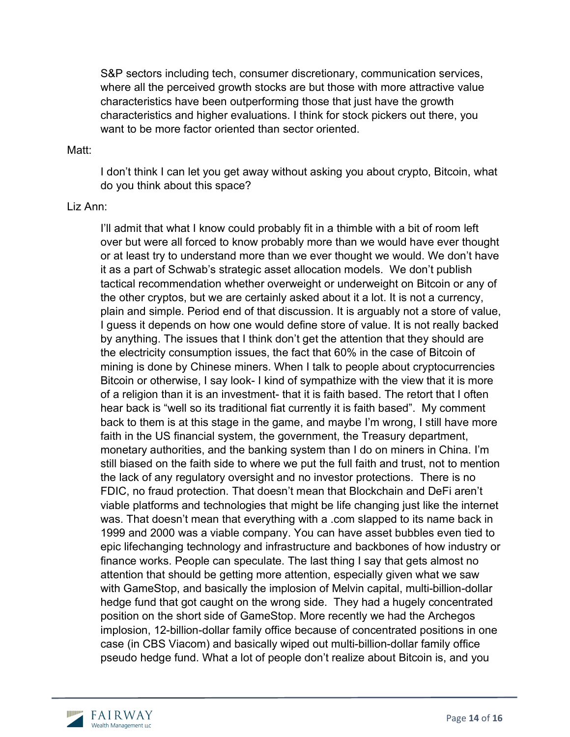S&P sectors including tech, consumer discretionary, communication services, where all the perceived growth stocks are but those with more attractive value characteristics have been outperforming those that just have the growth characteristics and higher evaluations. I think for stock pickers out there, you want to be more factor oriented than sector oriented.

Matt:

I don't think I can let you get away without asking you about crypto, Bitcoin, what do you think about this space?

Liz Ann:

I'll admit that what I know could probably fit in a thimble with a bit of room left over but were all forced to know probably more than we would have ever thought or at least try to understand more than we ever thought we would. We don't have it as a part of Schwab's strategic asset allocation models. We don't publish tactical recommendation whether overweight or underweight on Bitcoin or any of the other cryptos, but we are certainly asked about it a lot. It is not a currency, plain and simple. Period end of that discussion. It is arguably not a store of value, I guess it depends on how one would define store of value. It is not really backed by anything. The issues that I think don't get the attention that they should are the electricity consumption issues, the fact that 60% in the case of Bitcoin of mining is done by Chinese miners. When I talk to people about cryptocurrencies Bitcoin or otherwise, I say look- I kind of sympathize with the view that it is more of a religion than it is an investment- that it is faith based. The retort that I often hear back is "well so its traditional fiat currently it is faith based". My comment back to them is at this stage in the game, and maybe I'm wrong, I still have more faith in the US financial system, the government, the Treasury department, monetary authorities, and the banking system than I do on miners in China. I'm still biased on the faith side to where we put the full faith and trust, not to mention the lack of any regulatory oversight and no investor protections. There is no FDIC, no fraud protection. That doesn't mean that Blockchain and DeFi aren't viable platforms and technologies that might be life changing just like the internet was. That doesn't mean that everything with a .com slapped to its name back in 1999 and 2000 was a viable company. You can have asset bubbles even tied to epic lifechanging technology and infrastructure and backbones of how industry or finance works. People can speculate. The last thing I say that gets almost no attention that should be getting more attention, especially given what we saw with GameStop, and basically the implosion of Melvin capital, multi-billion-dollar hedge fund that got caught on the wrong side. They had a hugely concentrated position on the short side of GameStop. More recently we had the Archegos implosion, 12-billion-dollar family office because of concentrated positions in one case (in CBS Viacom) and basically wiped out multi-billion-dollar family office pseudo hedge fund. What a lot of people don't realize about Bitcoin is, and you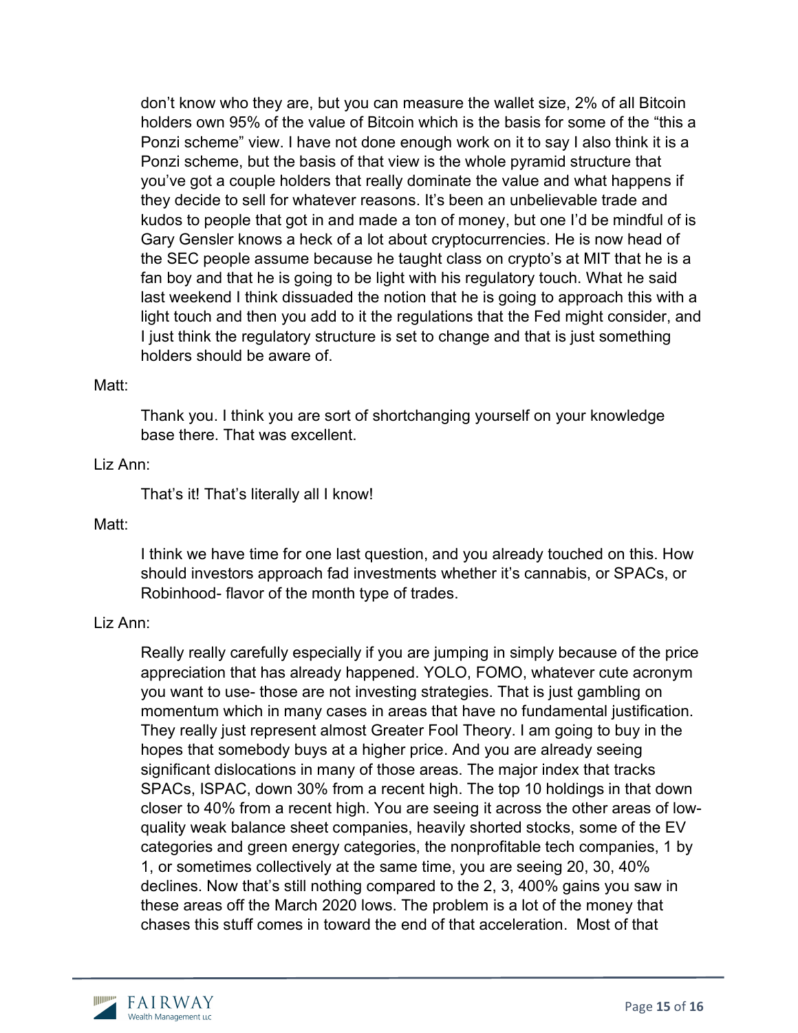don't know who they are, but you can measure the wallet size, 2% of all Bitcoin holders own 95% of the value of Bitcoin which is the basis for some of the "this a Ponzi scheme" view. I have not done enough work on it to say I also think it is a Ponzi scheme, but the basis of that view is the whole pyramid structure that you've got a couple holders that really dominate the value and what happens if they decide to sell for whatever reasons. It's been an unbelievable trade and kudos to people that got in and made a ton of money, but one I'd be mindful of is Gary Gensler knows a heck of a lot about cryptocurrencies. He is now head of the SEC people assume because he taught class on crypto's at MIT that he is a fan boy and that he is going to be light with his regulatory touch. What he said last weekend I think dissuaded the notion that he is going to approach this with a light touch and then you add to it the regulations that the Fed might consider, and I just think the regulatory structure is set to change and that is just something holders should be aware of.

Matt:

Thank you. I think you are sort of shortchanging yourself on your knowledge base there. That was excellent.

Liz Ann:

That's it! That's literally all I know!

Matt:

I think we have time for one last question, and you already touched on this. How should investors approach fad investments whether it's cannabis, or SPACs, or Robinhood- flavor of the month type of trades.

Liz Ann:

Really really carefully especially if you are jumping in simply because of the price appreciation that has already happened. YOLO, FOMO, whatever cute acronym you want to use- those are not investing strategies. That is just gambling on momentum which in many cases in areas that have no fundamental justification. They really just represent almost Greater Fool Theory. I am going to buy in the hopes that somebody buys at a higher price. And you are already seeing significant dislocations in many of those areas. The major index that tracks SPACs, ISPAC, down 30% from a recent high. The top 10 holdings in that down closer to 40% from a recent high. You are seeing it across the other areas of low-quality weak balance sheet companies, heavily shorted stocks, some of the EV categories and green energy categories, the nonprofitable tech companies, 1 by 1, or sometimes collectively at the same time, you are seeing 20, 30, 40% declines. Now that's still nothing compared to the 2, 3, 400% gains you saw in these areas off the March 2020 lows. The problem is a lot of the money that chases this stuff comes in toward the end of that acceleration. Most of that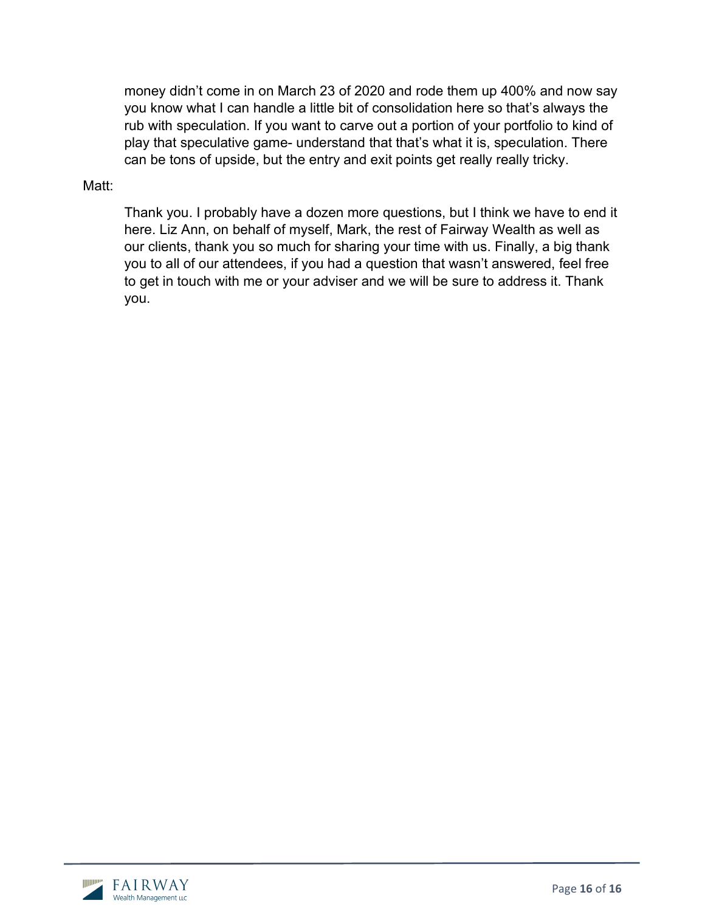money didn't come in on March 23 of 2020 and rode them up 400% and now say you know what I can handle a little bit of consolidation here so that's always the rub with speculation. If you want to carve out a portion of your portfolio to kind of play that speculative game- understand that that's what it is, speculation. There can be tons of upside, but the entry and exit points get really really tricky.

Matt:

Thank you. I probably have a dozen more questions, but I think we have to end it here. Liz Ann, on behalf of myself, Mark, the rest of Fairway Wealth as well as our clients, thank you so much for sharing your time with us. Finally, a big thank you to all of our attendees, if you had a question that wasn't answered, feel free to get in touch with me or your adviser and we will be sure to address it. Thank you.